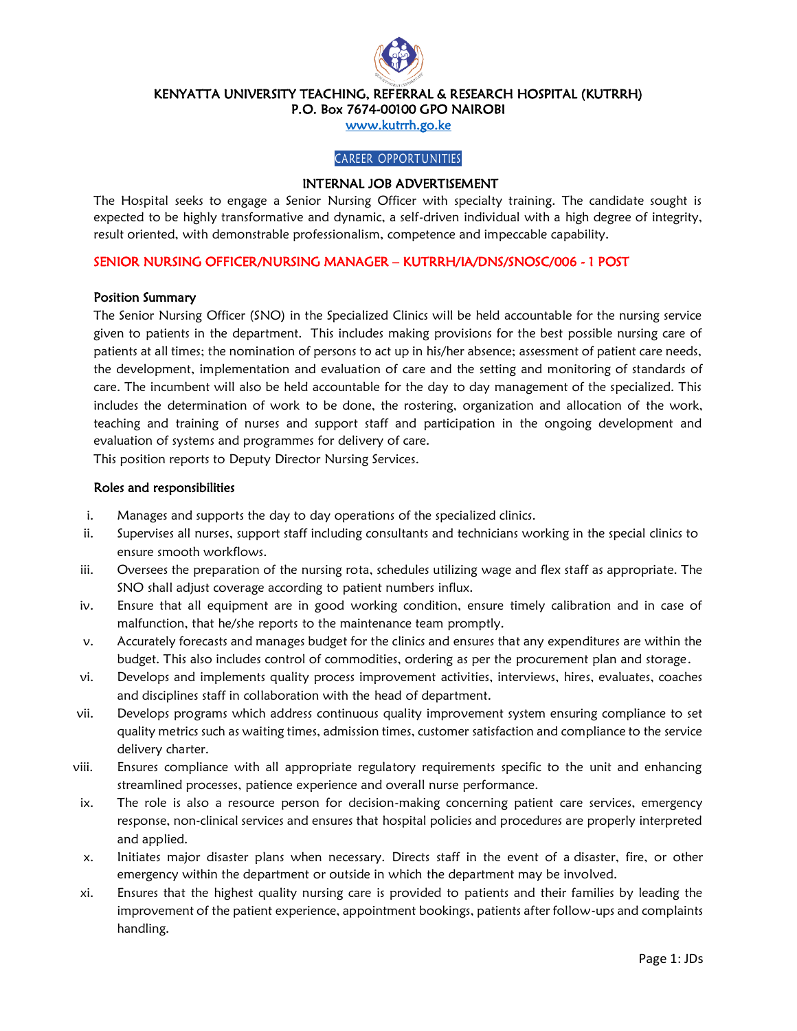# KENYATTA UNIVERSITY TEACHING, REFERRAL & RESEARCH HOSPITAL (KUTRRH)
## P.O. Box 7674-00100 GPO NAIROBI

www.kutrrh.go.ke

CAREER OPPORTUNITIES

## INTERNAL JOB ADVERTISEMENT

The Hospital seeks to engage a Senior Nursing Officer with specialty training. The candidate sought is expected to be highly transformative and dynamic, a self-driven individual with a high degree of integrity, result oriented, with demonstrable professionalism, competence and impeccable capability.

### SENIOR NURSING OFFICER/NURSING MANAGER – KUTRRH/IA/DNS/SNOSC/006 - 1 POST

#### Position Summary

The Senior Nursing Officer (SNO) in the Specialized Clinics will be held accountable for the nursing service given to patients in the department. This includes making provisions for the best possible nursing care of patients at all times; the nomination of persons to act up in his/her absence; assessment of patient care needs, the development, implementation and evaluation of care and the setting and monitoring of standards of care. The incumbent will also be held accountable for the day to day management of the specialized. This includes the determination of work to be done, the rostering, organization and allocation of the work, teaching and training of nurses and support staff and participation in the ongoing development and evaluation of systems and programmes for delivery of care.

This position reports to Deputy Director Nursing Services.

#### Roles and responsibilities

i. Manages and supports the day to day operations of the specialized clinics.

ii. Supervises all nurses, support staff including consultants and technicians working in the special clinics to ensure smooth workflows.

iii. Oversees the preparation of the nursing rota, schedules utilizing wage and flex staff as appropriate. The SNO shall adjust coverage according to patient numbers influx.

iv. Ensure that all equipment are in good working condition, ensure timely calibration and in case of malfunction, that he/she reports to the maintenance team promptly.

v. Accurately forecasts and manages budget for the clinics and ensures that any expenditures are within the budget. This also includes control of commodities, ordering as per the procurement plan and storage.

vi. Develops and implements quality process improvement activities, interviews, hires, evaluates, coaches and disciplines staff in collaboration with the head of department.

vii. Develops programs which address continuous quality improvement system ensuring compliance to set quality metrics such as waiting times, admission times, customer satisfaction and compliance to the service delivery charter.

viii. Ensures compliance with all appropriate regulatory requirements specific to the unit and enhancing streamlined processes, patience experience and overall nurse performance.

ix. The role is also a resource person for decision-making concerning patient care services, emergency response, non-clinical services and ensures that hospital policies and procedures are properly interpreted and applied.

x. Initiates major disaster plans when necessary. Directs staff in the event of a disaster, fire, or other emergency within the department or outside in which the department may be involved.

xi. Ensures that the highest quality nursing care is provided to patients and their families by leading the improvement of the patient experience, appointment bookings, patients after follow-ups and complaints handling.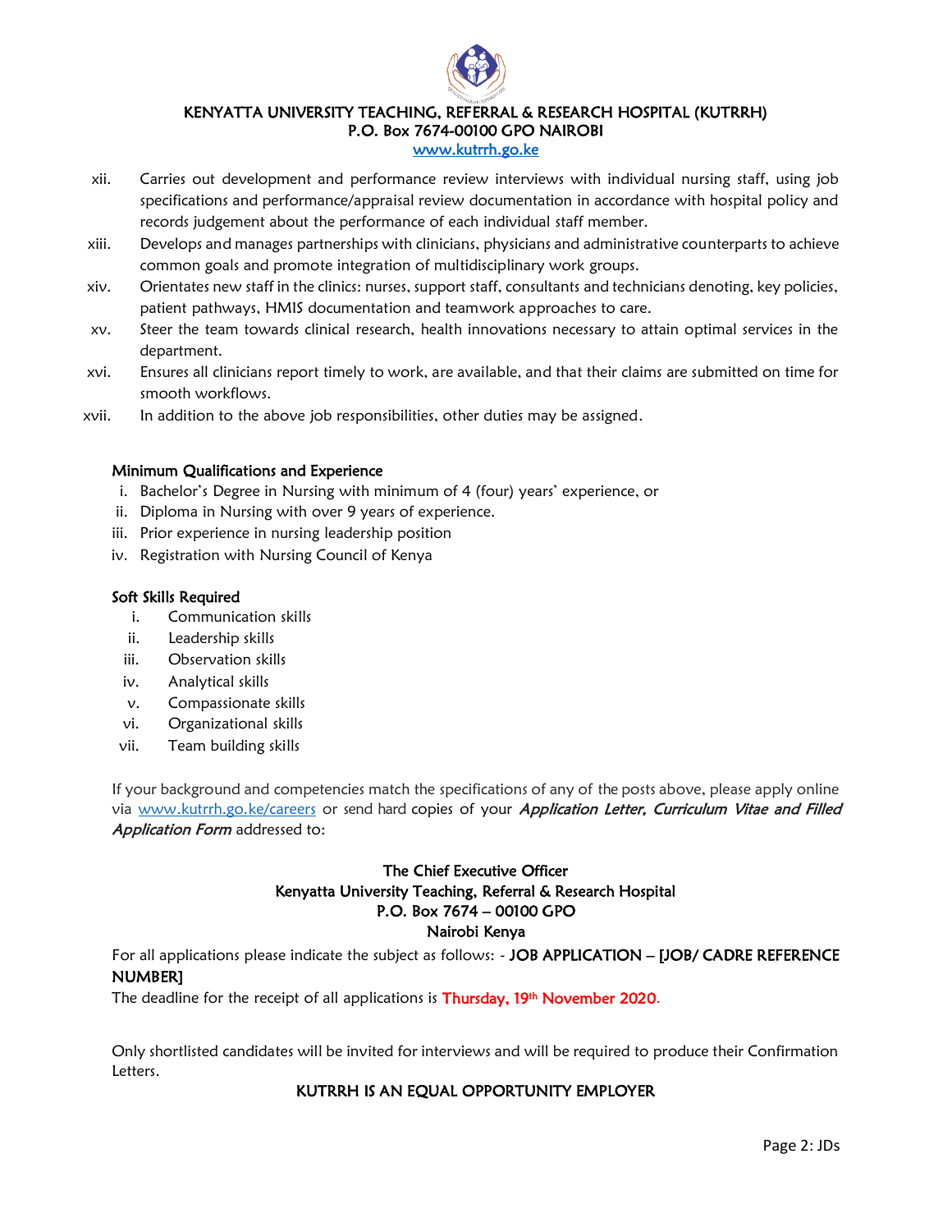KENYATTA UNIVERSITY TEACHING, REFERRAL & RESEARCH HOSPITAL (KUTRRH)
P.O. Box 7674-00100 GPO NAIROBI
www.kutrrh.go.ke

xii. Carries out development and performance review interviews with individual nursing staff, using job specifications and performance/appraisal review documentation in accordance with hospital policy and records judgement about the performance of each individual staff member.

xiii. Develops and manages partnerships with clinicians, physicians and administrative counterparts to achieve common goals and promote integration of multidisciplinary work groups.

xiv. Orientates new staff in the clinics: nurses, support staff, consultants and technicians denoting, key policies, patient pathways, HMIS documentation and teamwork approaches to care.

xv. Steer the team towards clinical research, health innovations necessary to attain optimal services in the department.

xvi. Ensures all clinicians report timely to work, are available, and that their claims are submitted on time for smooth workflows.

xvii. In addition to the above job responsibilities, other duties may be assigned.

### Minimum Qualifications and Experience

i. Bachelor's Degree in Nursing with minimum of 4 (four) years' experience, or
ii. Diploma in Nursing with over 9 years of experience.
iii. Prior experience in nursing leadership position
iv. Registration with Nursing Council of Kenya

### Soft Skills Required

i. Communication skills
ii. Leadership skills
iii. Observation skills
iv. Analytical skills
v. Compassionate skills
vi. Organizational skills
vii. Team building skills

If your background and competencies match the specifications of any of the posts above, please apply online via www.kutrrh.go.ke/careers or send hard copies of your *Application Letter, Curriculum Vitae and Filled Application Form* addressed to:

**The Chief Executive Officer**
**Kenyatta University Teaching, Referral & Research Hospital**
**P.O. Box 7674 – 00100 GPO**
**Nairobi Kenya**

For all applications please indicate the subject as follows: - **JOB APPLICATION – [JOB/ CADRE REFERENCE NUMBER]**

The deadline for the receipt of all applications is **Thursday, 19th November 2020**.

Only shortlisted candidates will be invited for interviews and will be required to produce their Confirmation Letters.

**KUTRRH IS AN EQUAL OPPORTUNITY EMPLOYER**